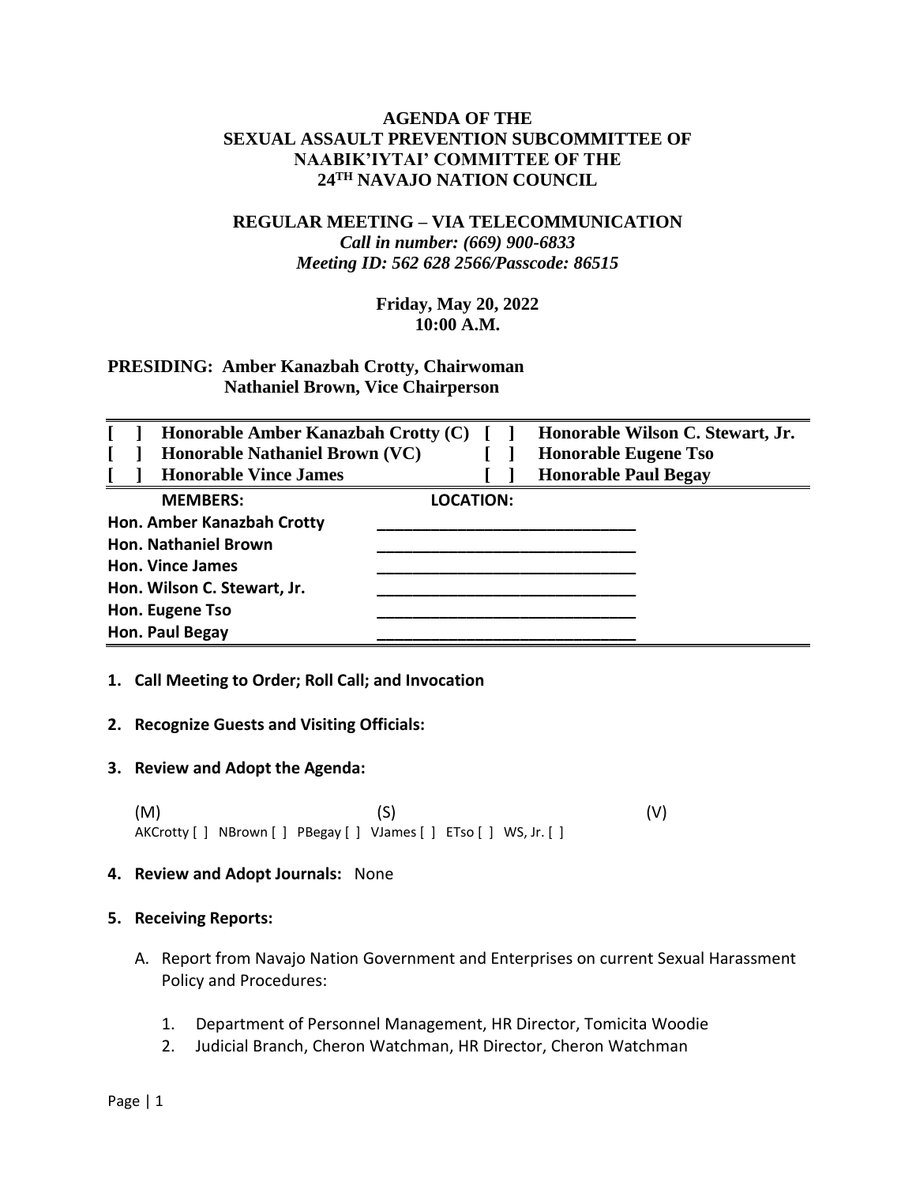# AGENDA OF THE SEXUAL ASSAULT PREVENTION SUBCOMMITTEE OF NAABIK'IYTAI' COMMITTEE OF THE 24TH NAVAJO NATION COUNCIL

## REGULAR MEETING – VIA TELECOMMUNICATION

*Call in number: (669) 900-6833*
*Meeting ID: 562 628 2566/Passcode: 86515*

**Friday, May 20, 2022**
**10:00 A.M.**

**PRESIDING: Amber Kanazbah Crotty, Chairwoman**
**Nathaniel Brown, Vice Chairperson**

| | | | |
|---|---|---|---|
| [ ] | **Honorable Amber Kanazbah Crotty (C)** | [ ] | **Honorable Wilson C. Stewart, Jr.** |
| [ ] | **Honorable Nathaniel Brown (VC)** | [ ] | **Honorable Eugene Tso** |
| [ ] | **Honorable Vince James** | [ ] | **Honorable Paul Begay** |

| **MEMBERS:** | **LOCATION:** |
|---|---|
| **Hon. Amber Kanazbah Crotty** | ____________________________ |
| **Hon. Nathaniel Brown** | ____________________________ |
| **Hon. Vince James** | ____________________________ |
| **Hon. Wilson C. Stewart, Jr.** | ____________________________ |
| **Hon. Eugene Tso** | ____________________________ |
| **Hon. Paul Begay** | ____________________________ |

1. **Call Meeting to Order; Roll Call; and Invocation**

2. **Recognize Guests and Visiting Officials:**

3. **Review and Adopt the Agenda:**

   (M) (S) (V)
   AKCrotty [ ] NBrown [ ] PBegay [ ] VJames [ ] ETso [ ] WS, Jr. [ ]

4. **Review and Adopt Journals:** None

5. **Receiving Reports:**

   A. Report from Navajo Nation Government and Enterprises on current Sexual Harassment Policy and Procedures:

      1. Department of Personnel Management, HR Director, Tomicita Woodie
      2. Judicial Branch, Cheron Watchman, HR Director, Cheron Watchman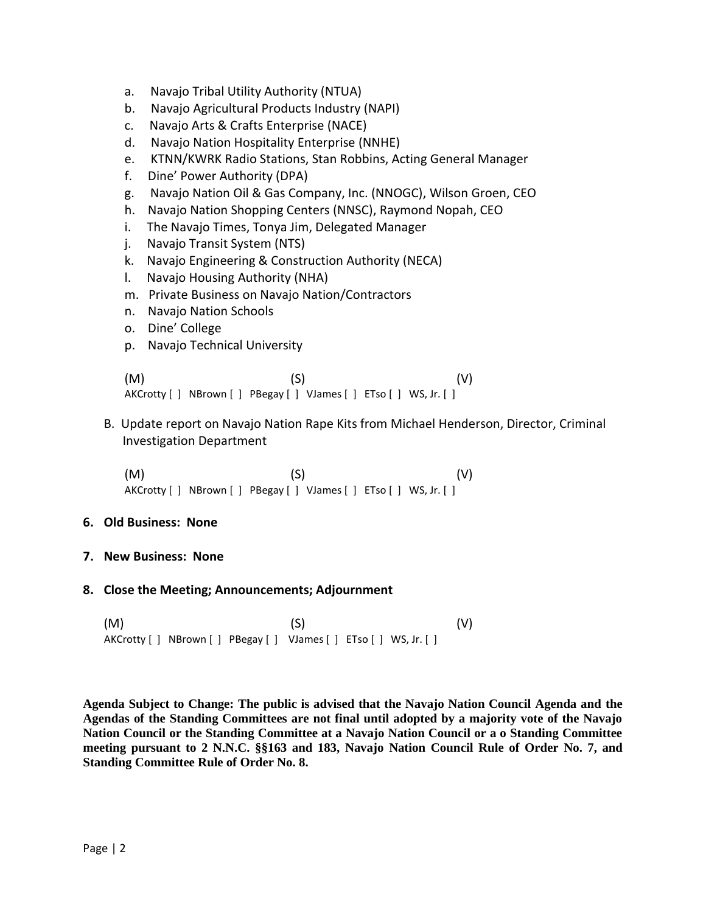a. Navajo Tribal Utility Authority (NTUA)
b. Navajo Agricultural Products Industry (NAPI)
c. Navajo Arts & Crafts Enterprise (NACE)
d. Navajo Nation Hospitality Enterprise (NNHE)
e. KTNN/KWRK Radio Stations, Stan Robbins, Acting General Manager
f. Dine' Power Authority (DPA)
g. Navajo Nation Oil & Gas Company, Inc. (NNOGC), Wilson Groen, CEO
h. Navajo Nation Shopping Centers (NNSC), Raymond Nopah, CEO
i. The Navajo Times, Tonya Jim, Delegated Manager
j. Navajo Transit System (NTS)
k. Navajo Engineering & Construction Authority (NECA)
l. Navajo Housing Authority (NHA)
m. Private Business on Navajo Nation/Contractors
n. Navajo Nation Schools
o. Dine' College
p. Navajo Technical University

(M) (S) (V)
AKCrotty [ ] NBrown [ ] PBegay [ ] VJames [ ] ETso [ ] WS, Jr. [ ]

B. Update report on Navajo Nation Rape Kits from Michael Henderson, Director, Criminal Investigation Department

(M) (S) (V)
AKCrotty [ ] NBrown [ ] PBegay [ ] VJames [ ] ETso [ ] WS, Jr. [ ]

**6. Old Business: None**

**7. New Business: None**

**8. Close the Meeting; Announcements; Adjournment**

(M) (S) (V)
AKCrotty [ ] NBrown [ ] PBegay [ ] VJames [ ] ETso [ ] WS, Jr. [ ]

**Agenda Subject to Change: The public is advised that the Navajo Nation Council Agenda and the Agendas of the Standing Committees are not final until adopted by a majority vote of the Navajo Nation Council or the Standing Committee at a Navajo Nation Council or a o Standing Committee meeting pursuant to 2 N.N.C. §§163 and 183, Navajo Nation Council Rule of Order No. 7, and Standing Committee Rule of Order No. 8.**